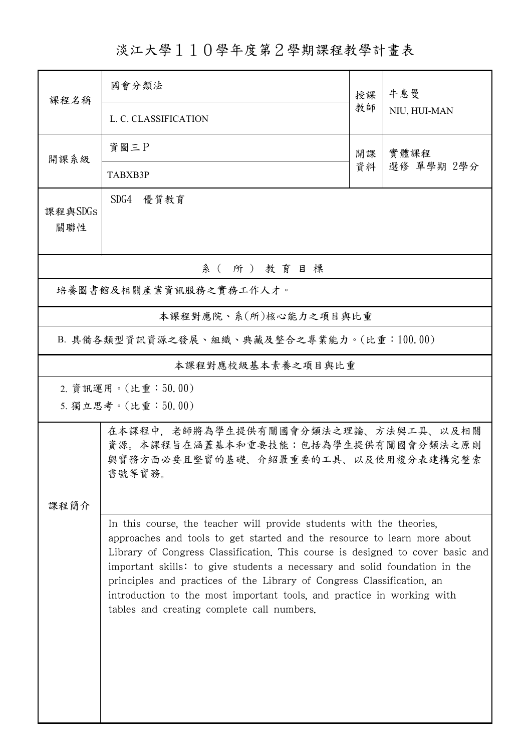# 淡江大學１１０學年度第２學期課程教學計畫表

| 課程名稱 | 國會分類法<br>L. C. CLASSIFICATION | 授課教師 | 牛惠曼<br>NIU, HUI-MAN |
|---|---|---|---|
| 開課系級 | 資圖三Ｐ<br>TABXB3P | 開課資料 | 實體課程<br>選修 單學期 2學分 |
| 課程與SDGs關聯性 | SDG4　優質教育 | | |

| 系（所）教育目標 |
|---|
| 培養圖書館及相關產業資訊服務之實務工作人才。 |

| 本課程對應院、系(所)核心能力之項目與比重 |
|---|
| B. 具備各類型資訊資源之發展、組織、典藏及整合之專業能力。(比重：100.00) |

| 本課程對應校級基本素養之項目與比重 |
|---|
| 2. 資訊運用。(比重：50.00)<br>5. 獨立思考。(比重：50.00) |

| 課程簡介 | |
|---|---|
| | 在本課程中，老師將為學生提供有關國會分類法之理論、方法與工具、以及相關資源。本課程旨在涵蓋基本和重要技能：包括為學生提供有關國會分類法之原則與實務方面必要且堅實的基礎、介紹最重要的工具、以及使用複分表建構完整索書號等實務。 |
| | In this course, the teacher will provide students with the theories, approaches and tools to get started and the resource to learn more about Library of Congress Classification. This course is designed to cover basic and important skills: to give students a necessary and solid foundation in the principles and practices of the Library of Congress Classification, an introduction to the most important tools, and practice in working with tables and creating complete call numbers. |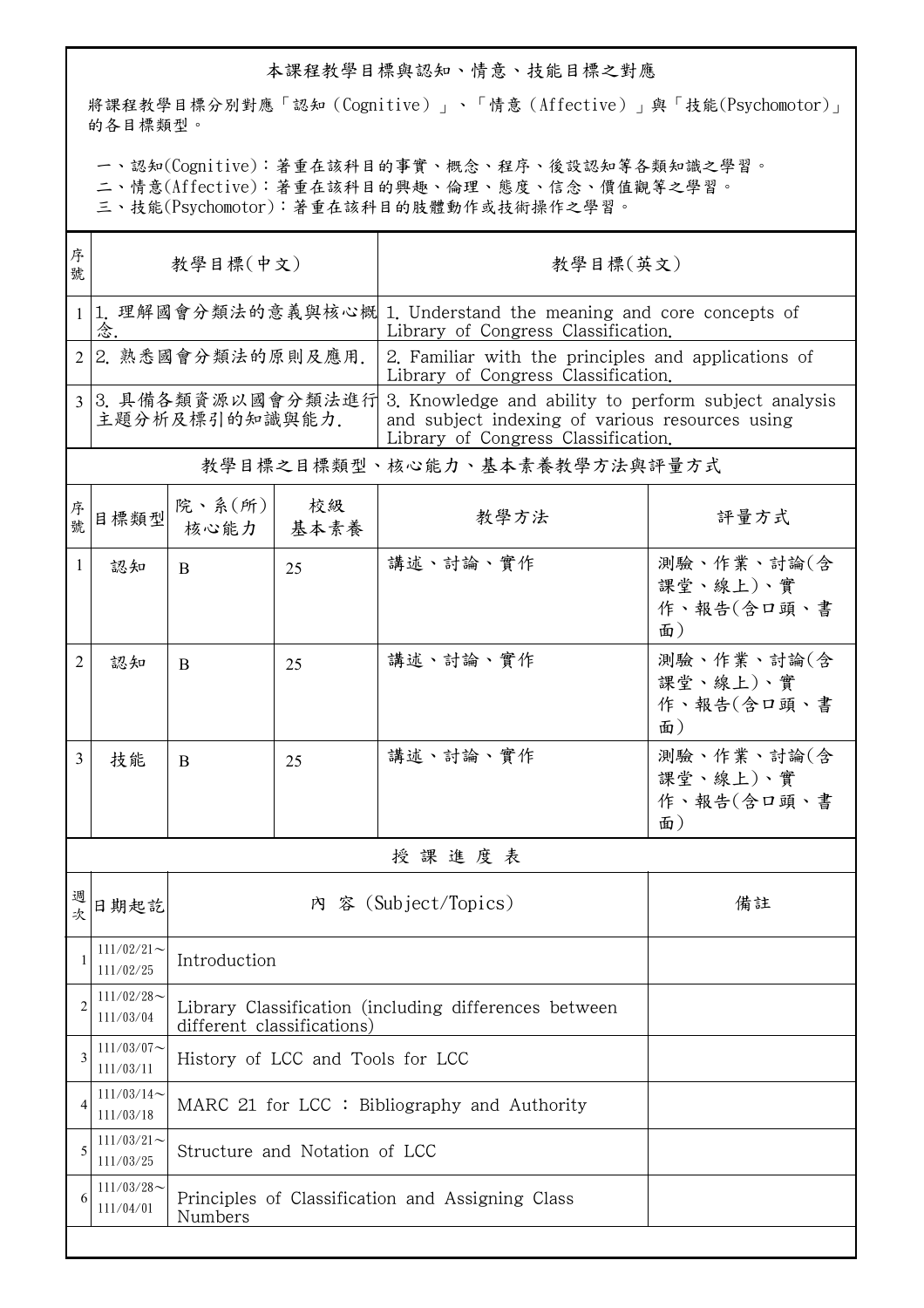## 本課程教學目標與認知、情意、技能目標之對應

將課程教學目標分別對應「認知（Cognitive）」、「情意（Affective）」與「技能(Psychomotor)」的各目標類型。

一、認知(Cognitive)：著重在該科目的事實、概念、程序、後設認知等各類知識之學習。
二、情意(Affective)：著重在該科目的興趣、倫理、態度、信念、價值觀等之學習。
三、技能(Psychomotor)：著重在該科目的肢體動作或技術操作之學習。

| 序號 | 教學目標(中文) | 教學目標(英文) |
|---|---|---|
| 1 | 1. 理解國會分類法的意義與核心概念. | 1. Understand the meaning and core concepts of Library of Congress Classification. |
| 2 | 2. 熟悉國會分類法的原則及應用. | 2. Familiar with the principles and applications of Library of Congress Classification. |
| 3 | 3. 具備各類資源以國會分類法進行主題分析及標引的知識與能力. | 3. Knowledge and ability to perform subject analysis and subject indexing of various resources using Library of Congress Classification. |

## 教學目標之目標類型、核心能力、基本素養教學方法與評量方式

| 序號 | 目標類型 | 院、系(所)核心能力 | 校級基本素養 | 教學方法 | 評量方式 |
|---|---|---|---|---|---|
| 1 | 認知 | B | 25 | 講述、討論、實作 | 測驗、作業、討論(含課堂、線上)、實作、報告(含口頭、書面) |
| 2 | 認知 | B | 25 | 講述、討論、實作 | 測驗、作業、討論(含課堂、線上)、實作、報告(含口頭、書面) |
| 3 | 技能 | B | 25 | 講述、討論、實作 | 測驗、作業、討論(含課堂、線上)、實作、報告(含口頭、書面) |

## 授課進度表

| 週次 | 日期起訖 | 內 容 (Subject/Topics) | 備註 |
|---|---|---|---|
| 1 | 111/02/21～111/02/25 | Introduction | |
| 2 | 111/02/28～111/03/04 | Library Classification (including differences between different classifications) | |
| 3 | 111/03/07～111/03/11 | History of LCC and Tools for LCC | |
| 4 | 111/03/14～111/03/18 | MARC 21 for LCC : Bibliography and Authority | |
| 5 | 111/03/21～111/03/25 | Structure and Notation of LCC | |
| 6 | 111/03/28～111/04/01 | Principles of Classification and Assigning Class Numbers | |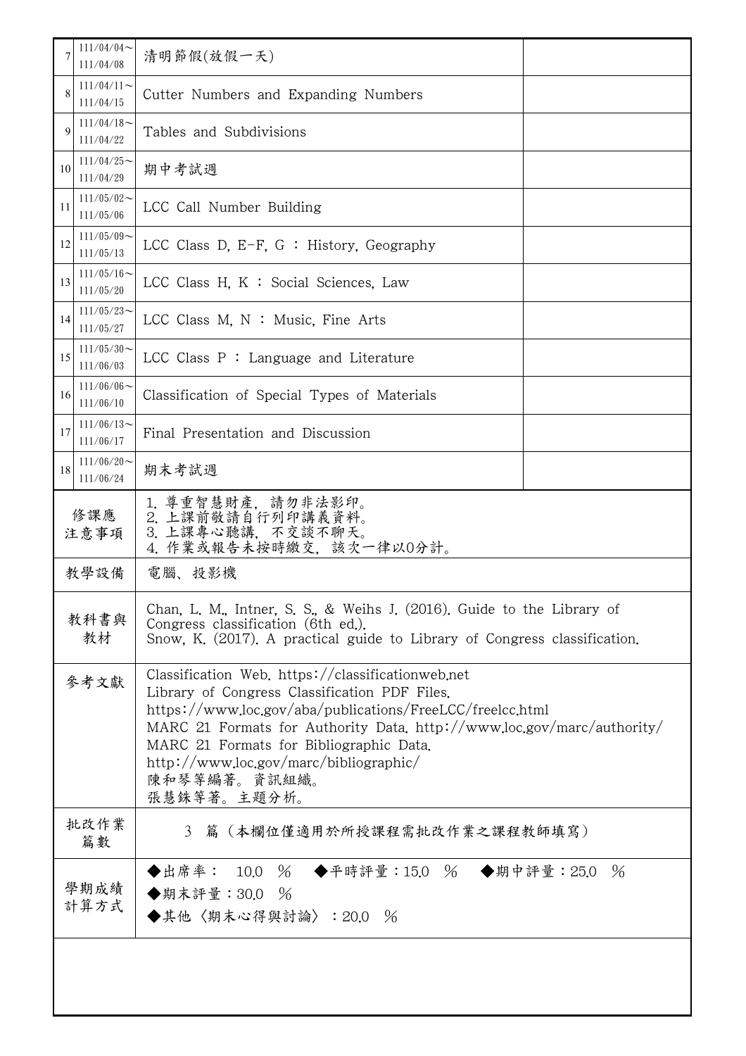| 7 | 111/04/04～111/04/08 | 清明節假(放假一天) | |
|---|---|---|---|
| 8 | 111/04/11～111/04/15 | Cutter Numbers and Expanding Numbers | |
| 9 | 111/04/18～111/04/22 | Tables and Subdivisions | |
| 10 | 111/04/25～111/04/29 | 期中考試週 | |
| 11 | 111/05/02～111/05/06 | LCC Call Number Building | |
| 12 | 111/05/09～111/05/13 | LCC Class D, E-F, G ： History, Geography | |
| 13 | 111/05/16～111/05/20 | LCC Class H, K ： Social Sciences, Law | |
| 14 | 111/05/23～111/05/27 | LCC Class M, N ： Music, Fine Arts | |
| 15 | 111/05/30～111/06/03 | LCC Class P ： Language and Literature | |
| 16 | 111/06/06～111/06/10 | Classification of Special Types of Materials | |
| 17 | 111/06/13～111/06/17 | Final Presentation and Discussion | |
| 18 | 111/06/20～111/06/24 | 期末考試週 | |

| | |
|---|---|
| 修課應注意事項 | 1. 尊重智慧財產，請勿非法影印。<br>2. 上課前敬請自行列印講義資料。<br>3. 上課專心聽講，不交談不聊天。<br>4. 作業或報告未按時繳交，該次一律以0分計。 |
| 教學設備 | 電腦、投影機 |
| 教科書與教材 | Chan, L. M., Intner, S. S., & Weihs J. (2016). Guide to the Library of Congress classification (6th ed.).<br>Snow, K. (2017). A practical guide to Library of Congress classification. |
| 參考文獻 | Classification Web. https://classificationweb.net<br>Library of Congress Classification PDF Files. https://www.loc.gov/aba/publications/FreeLCC/freelcc.html<br>MARC 21 Formats for Authority Data. http://www.loc.gov/marc/authority/<br>MARC 21 Formats for Bibliographic Data. http://www.loc.gov/marc/bibliographic/<br>陳和琴等編著。資訊組織。<br>張慧銖等著。主題分析。 |
| 批改作業篇數 | 3 篇（本欄位僅適用於所授課程需批改作業之課程教師填寫） |
| 學期成績計算方式 | ◆出席率： 10.0 % ◆平時評量：15.0 % ◆期中評量：25.0 %<br>◆期末評量：30.0 %<br>◆其他〈期末心得與討論〉：20.0 % |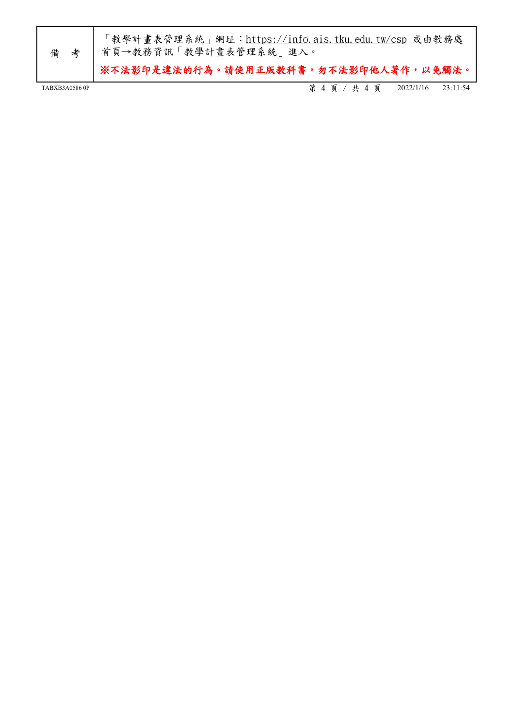| | |
|---|---|
| 備　考 | 「教學計畫表管理系統」網址：https://info.ais.tku.edu.tw/csp 或由教務處首頁→教務資訊「教學計畫表管理系統」進入。<br>**※不法影印是違法的行為。請使用正版教科書，勿不法影印他人著作，以免觸法。** |

TABXB3A0586 0P